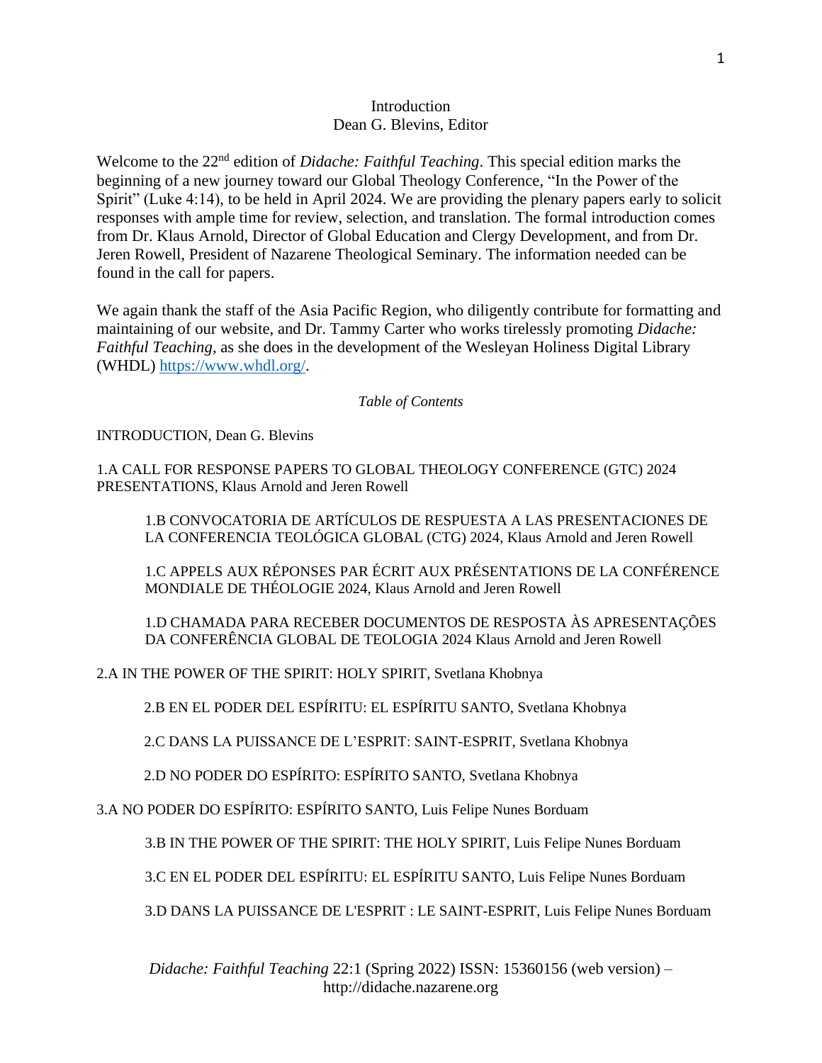# Introduction
## Dean G. Blevins, Editor

Welcome to the 22nd edition of *Didache: Faithful Teaching*. This special edition marks the beginning of a new journey toward our Global Theology Conference, "In the Power of the Spirit" (Luke 4:14), to be held in April 2024. We are providing the plenary papers early to solicit responses with ample time for review, selection, and translation. The formal introduction comes from Dr. Klaus Arnold, Director of Global Education and Clergy Development, and from Dr. Jeren Rowell, President of Nazarene Theological Seminary. The information needed can be found in the call for papers.

We again thank the staff of the Asia Pacific Region, who diligently contribute for formatting and maintaining of our website, and Dr. Tammy Carter who works tirelessly promoting *Didache: Faithful Teaching*, as she does in the development of the Wesleyan Holiness Digital Library (WHDL) https://www.whdl.org/.

*Table of Contents*

INTRODUCTION, Dean G. Blevins

1.A CALL FOR RESPONSE PAPERS TO GLOBAL THEOLOGY CONFERENCE (GTC) 2024 PRESENTATIONS, Klaus Arnold and Jeren Rowell

> 1.B CONVOCATORIA DE ARTÍCULOS DE RESPUESTA A LAS PRESENTACIONES DE LA CONFERENCIA TEOLÓGICA GLOBAL (CTG) 2024, Klaus Arnold and Jeren Rowell
>
> 1.C APPELS AUX RÉPONSES PAR ÉCRIT AUX PRÉSENTATIONS DE LA CONFÉRENCE MONDIALE DE THÉOLOGIE 2024, Klaus Arnold and Jeren Rowell
>
> 1.D CHAMADA PARA RECEBER DOCUMENTOS DE RESPOSTA ÀS APRESENTAÇÕES DA CONFERÊNCIA GLOBAL DE TEOLOGIA 2024 Klaus Arnold and Jeren Rowell

2.A IN THE POWER OF THE SPIRIT: HOLY SPIRIT, Svetlana Khobnya

> 2.B EN EL PODER DEL ESPÍRITU: EL ESPÍRITU SANTO, Svetlana Khobnya
>
> 2.C DANS LA PUISSANCE DE L'ESPRIT: SAINT-ESPRIT, Svetlana Khobnya
>
> 2.D NO PODER DO ESPÍRITO: ESPÍRITO SANTO, Svetlana Khobnya

3.A NO PODER DO ESPÍRITO: ESPÍRITO SANTO, Luis Felipe Nunes Borduam

> 3.B IN THE POWER OF THE SPIRIT: THE HOLY SPIRIT, Luis Felipe Nunes Borduam
>
> 3.C EN EL PODER DEL ESPÍRITU: EL ESPÍRITU SANTO, Luis Felipe Nunes Borduam
>
> 3.D DANS LA PUISSANCE DE L'ESPRIT : LE SAINT-ESPRIT, Luis Felipe Nunes Borduam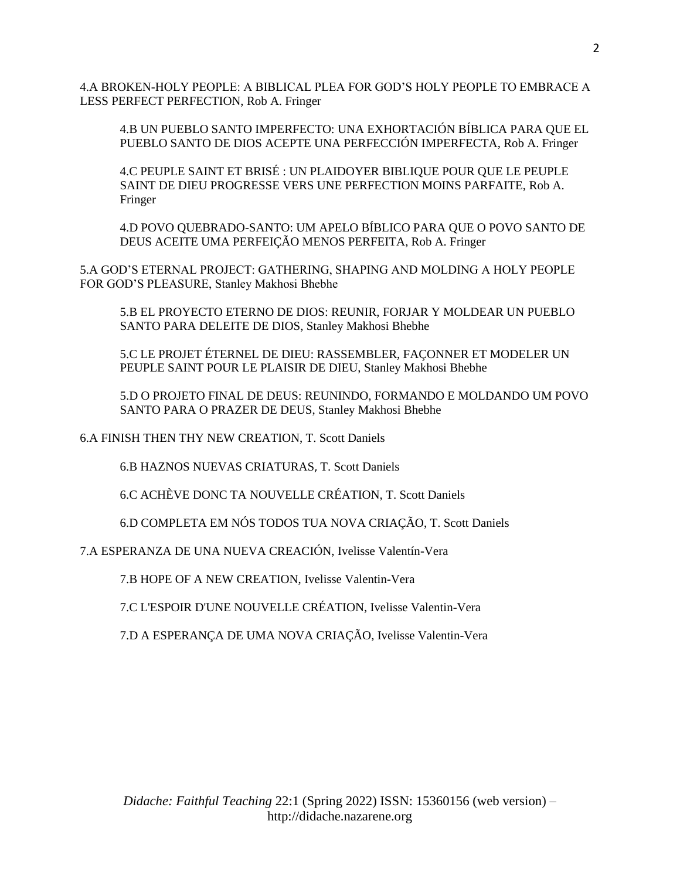4.A BROKEN-HOLY PEOPLE: A BIBLICAL PLEA FOR GOD'S HOLY PEOPLE TO EMBRACE A LESS PERFECT PERFECTION, Rob A. Fringer

4.B UN PUEBLO SANTO IMPERFECTO: UNA EXHORTACIÓN BÍBLICA PARA QUE EL PUEBLO SANTO DE DIOS ACEPTE UNA PERFECCIÓN IMPERFECTA, Rob A. Fringer

4.C PEUPLE SAINT ET BRISÉ : UN PLAIDOYER BIBLIQUE POUR QUE LE PEUPLE SAINT DE DIEU PROGRESSE VERS UNE PERFECTION MOINS PARFAITE, Rob A. Fringer

4.D POVO QUEBRADO-SANTO: UM APELO BÍBLICO PARA QUE O POVO SANTO DE DEUS ACEITE UMA PERFEIÇÃO MENOS PERFEITA, Rob A. Fringer

5.A GOD'S ETERNAL PROJECT: GATHERING, SHAPING AND MOLDING A HOLY PEOPLE FOR GOD'S PLEASURE, Stanley Makhosi Bhebhe

5.B EL PROYECTO ETERNO DE DIOS: REUNIR, FORJAR Y MOLDEAR UN PUEBLO SANTO PARA DELEITE DE DIOS, Stanley Makhosi Bhebhe

5.C LE PROJET ÉTERNEL DE DIEU: RASSEMBLER, FAÇONNER ET MODELER UN PEUPLE SAINT POUR LE PLAISIR DE DIEU, Stanley Makhosi Bhebhe

5.D O PROJETO FINAL DE DEUS: REUNINDO, FORMANDO E MOLDANDO UM POVO SANTO PARA O PRAZER DE DEUS, Stanley Makhosi Bhebhe

6.A FINISH THEN THY NEW CREATION, T. Scott Daniels

6.B HAZNOS NUEVAS CRIATURAS, T. Scott Daniels

6.C ACHÈVE DONC TA NOUVELLE CRÉATION, T. Scott Daniels

6.D COMPLETA EM NÓS TODOS TUA NOVA CRIAÇÃO, T. Scott Daniels

7.A ESPERANZA DE UNA NUEVA CREACIÓN, Ivelisse Valentín-Vera

7.B HOPE OF A NEW CREATION, Ivelisse Valentin-Vera

7.C L'ESPOIR D'UNE NOUVELLE CRÉATION, Ivelisse Valentin-Vera

7.D A ESPERANÇA DE UMA NOVA CRIAÇÃO, Ivelisse Valentin-Vera